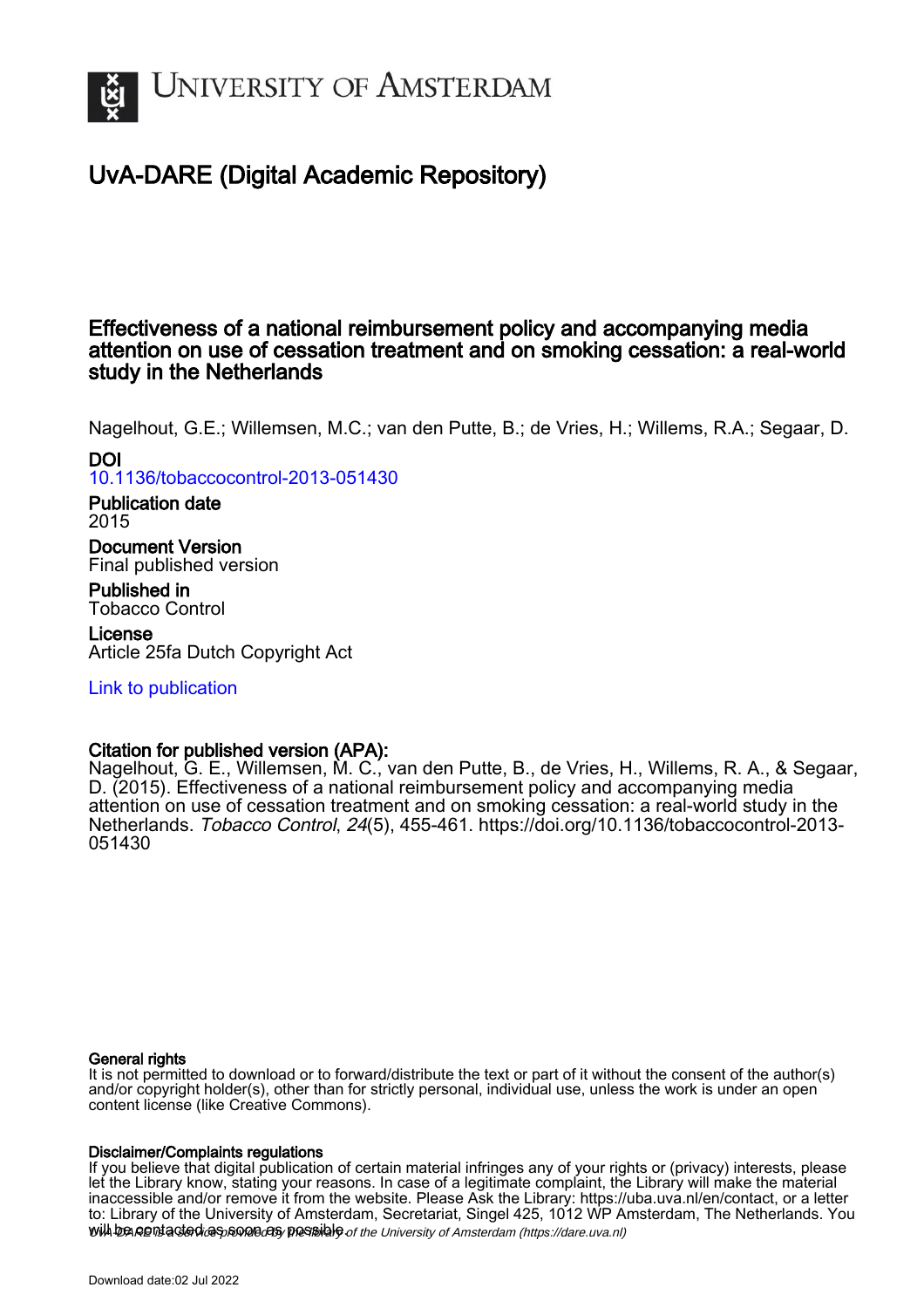# UvA-DARE (Digital Academic Repository)

## Effectiveness of a national reimbursement policy and accompanying media attention on use of cessation treatment and on smoking cessation: a real-world study in the Netherlands

Nagelhout, G.E.; Willemsen, M.C.; van den Putte, B.; de Vries, H.; Willems, R.A.; Segaar, D.

**DOI**
10.1136/tobaccocontrol-2013-051430

**Publication date**
2015

**Document Version**
Final published version

**Published in**
Tobacco Control

**License**
Article 25fa Dutch Copyright Act

Link to publication

**Citation for published version (APA):**
Nagelhout, G. E., Willemsen, M. C., van den Putte, B., de Vries, H., Willems, R. A., & Segaar, D. (2015). Effectiveness of a national reimbursement policy and accompanying media attention on use of cessation treatment and on smoking cessation: a real-world study in the Netherlands. *Tobacco Control*, *24*(5), 455-461. https://doi.org/10.1136/tobaccocontrol-2013-051430

**General rights**
It is not permitted to download or to forward/distribute the text or part of it without the consent of the author(s) and/or copyright holder(s), other than for strictly personal, individual use, unless the work is under an open content license (like Creative Commons).

**Disclaimer/Complaints regulations**
If you believe that digital publication of certain material infringes any of your rights or (privacy) interests, please let the Library know, stating your reasons. In case of a legitimate complaint, the Library will make the material inaccessible and/or remove it from the website. Please Ask the Library: https://uba.uva.nl/en/contact, or a letter to: Library of the University of Amsterdam, Secretariat, Singel 425, 1012 WP Amsterdam, The Netherlands. You will be contacted as soon as possible.

*UvA-DARE is a service provided by the library of the University of Amsterdam (https://dare.uva.nl)*

Download date:02 Jul 2022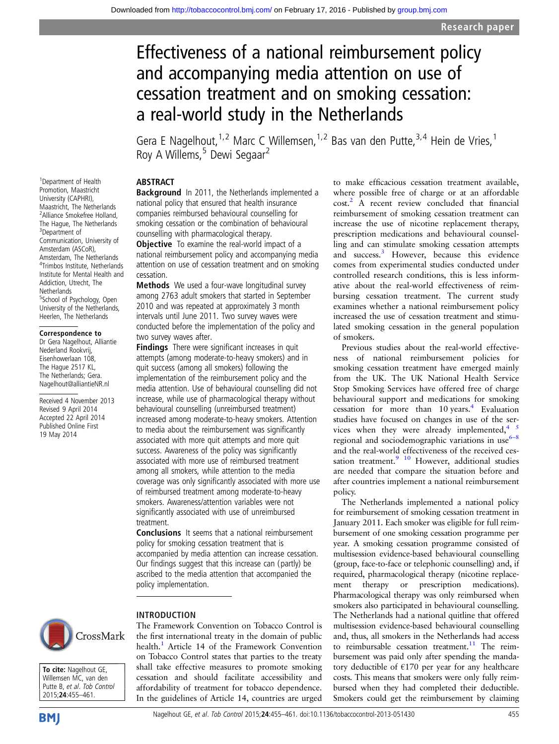# Effectiveness of a national reimbursement policy and accompanying media attention on use of cessation treatment and on smoking cessation: a real-world study in the Netherlands

Gera E Nagelhout,[1,2] Marc C Willemsen,[1,2] Bas van den Putte,[3,4] Hein de Vries,[1] Roy A Willems,[5] Dewi Segaar[2]

[1]Department of Health Promotion, Maastricht University (CAPHRI), Maastricht, The Netherlands
[2]Alliance Smokefree Holland, The Hague, The Netherlands
[3]Department of Communication, University of Amsterdam (ASCoR), Amsterdam, The Netherlands
[4]Trimbos Institute, Netherlands Institute for Mental Health and Addiction, Utrecht, The Netherlands
[5]School of Psychology, Open University of the Netherlands, Heerlen, The Netherlands

**Correspondence to**
Dr Gera Nagelhout, Alliantie Nederland Rookvrij, Eisenhowerlaan 108, The Hague 2517 KL, The Netherlands; Gera.Nagelhout@allianteNR.nl

Received 4 November 2013
Revised 9 April 2014
Accepted 22 April 2014
Published Online First 19 May 2014

**To cite:** Nagelhout GE, Willemsen MC, van den Putte B, *et al*. *Tob Control* 2015;**24**:455–461.

## ABSTRACT

**Background** In 2011, the Netherlands implemented a national policy that ensured that health insurance companies reimbursed behavioural counselling for smoking cessation or the combination of behavioural counselling with pharmacological therapy.

**Objective** To examine the real-world impact of a national reimbursement policy and accompanying media attention on use of cessation treatment and on smoking cessation.

**Methods** We used a four-wave longitudinal survey among 2763 adult smokers that started in September 2010 and was repeated at approximately 3 month intervals until June 2011. Two survey waves were conducted before the implementation of the policy and two survey waves after.

**Findings** There were significant increases in quit attempts (among moderate-to-heavy smokers) and in quit success (among all smokers) following the implementation of the reimbursement policy and the media attention. Use of behavioural counselling did not increase, while use of pharmacological therapy without behavioural counselling (unreimbursed treatment) increased among moderate-to-heavy smokers. Attention to media about the reimbursement was significantly associated with more quit attempts and more quit success. Awareness of the policy was significantly associated with more use of reimbursed treatment among all smokers, while attention to the media coverage was only significantly associated with more use of reimbursed treatment among moderate-to-heavy smokers. Awareness/attention variables were not significantly associated with use of unreimbursed treatment.

**Conclusions** It seems that a national reimbursement policy for smoking cessation treatment that is accompanied by media attention can increase cessation. Our findings suggest that this increase can (partly) be ascribed to the media attention that accompanied the policy implementation.

## INTRODUCTION

The Framework Convention on Tobacco Control is the first international treaty in the domain of public health.[1] Article 14 of the Framework Convention on Tobacco Control states that parties to the treaty shall take effective measures to promote smoking cessation and should facilitate accessibility and affordability of treatment for tobacco dependence. In the guidelines of Article 14, countries are urged to make efficacious cessation treatment available, where possible free of charge or at an affordable cost.[2] A recent review concluded that financial reimbursement of smoking cessation treatment can increase the use of nicotine replacement therapy, prescription medications and behavioural counselling and can stimulate smoking cessation attempts and success.[3] However, because this evidence comes from experimental studies conducted under controlled research conditions, this is less informative about the real-world effectiveness of reimbursing cessation treatment. The current study examines whether a national reimbursement policy increased the use of cessation treatment and stimulated smoking cessation in the general population of smokers.

Previous studies about the real-world effectiveness of national reimbursement policies for smoking cessation treatment have emerged mainly from the UK. The UK National Health Service Stop Smoking Services have offered free of charge behavioural support and medications for smoking cessation for more than 10 years.[4] Evaluation studies have focused on changes in use of the services when they were already implemented,[4 5] regional and sociodemographic variations in use[6–8] and the real-world effectiveness of the received cessation treatment.[9 10] However, additional studies are needed that compare the situation before and after countries implement a national reimbursement policy.

The Netherlands implemented a national policy for reimbursement of smoking cessation treatment in January 2011. Each smoker was eligible for full reimbursement of one smoking cessation programme per year. A smoking cessation programme consisted of multisession evidence-based behavioural counselling (group, face-to-face or telephonic counselling) and, if required, pharmacological therapy (nicotine replacement therapy or prescription medications). Pharmacological therapy was only reimbursed when smokers also participated in behavioural counselling. The Netherlands had a national quitline that offered multisession evidence-based behavioural counselling and, thus, all smokers in the Netherlands had access to reimbursable cessation treatment.[11] The reimbursement was paid only after spending the mandatory deductible of €170 per year for any healthcare costs. This means that smokers were only fully reimbursed when they had completed their deductible. Smokers could get the reimbursement by claiming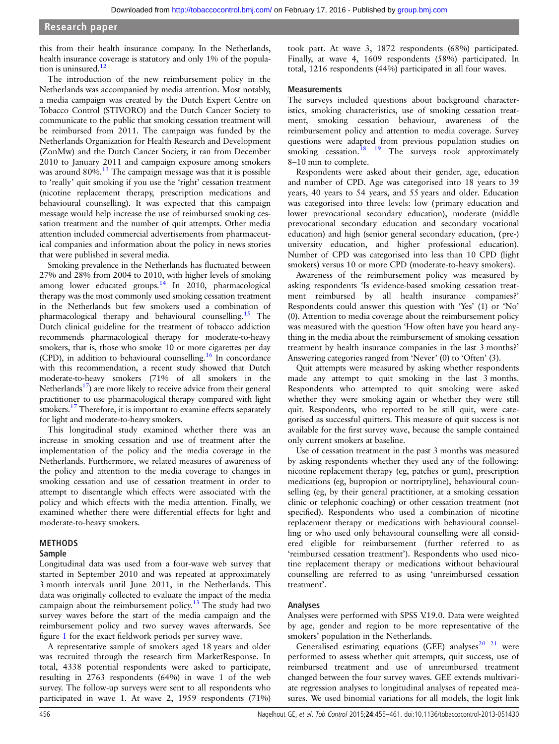this from their health insurance company. In the Netherlands, health insurance coverage is statutory and only 1% of the population is uninsured.[12]

The introduction of the new reimbursement policy in the Netherlands was accompanied by media attention. Most notably, a media campaign was created by the Dutch Expert Centre on Tobacco Control (STIVORO) and the Dutch Cancer Society to communicate to the public that smoking cessation treatment will be reimbursed from 2011. The campaign was funded by the Netherlands Organization for Health Research and Development (ZonMw) and the Dutch Cancer Society, it ran from December 2010 to January 2011 and campaign exposure among smokers was around 80%.[13] The campaign message was that it is possible to 'really' quit smoking if you use the 'right' cessation treatment (nicotine replacement therapy, prescription medications and behavioural counselling). It was expected that this campaign message would help increase the use of reimbursed smoking cessation treatment and the number of quit attempts. Other media attention included commercial advertisements from pharmaceutical companies and information about the policy in news stories that were published in several media.

Smoking prevalence in the Netherlands has fluctuated between 27% and 28% from 2004 to 2010, with higher levels of smoking among lower educated groups.[14] In 2010, pharmacological therapy was the most commonly used smoking cessation treatment in the Netherlands but few smokers used a combination of pharmacological therapy and behavioural counselling.[15] The Dutch clinical guideline for the treatment of tobacco addiction recommends pharmacological therapy for moderate-to-heavy smokers, that is, those who smoke 10 or more cigarettes per day (CPD), in addition to behavioural counselling.[16] In concordance with this recommendation, a recent study showed that Dutch moderate-to-heavy smokers (71% of all smokers in the Netherlands[17]) are more likely to receive advice from their general practitioner to use pharmacological therapy compared with light smokers.[17] Therefore, it is important to examine effects separately for light and moderate-to-heavy smokers.

This longitudinal study examined whether there was an increase in smoking cessation and use of treatment after the implementation of the policy and the media coverage in the Netherlands. Furthermore, we related measures of awareness of the policy and attention to the media coverage to changes in smoking cessation and use of cessation treatment in order to attempt to disentangle which effects were associated with the policy and which effects with the media attention. Finally, we examined whether there were differential effects for light and moderate-to-heavy smokers.

## METHODS

### Sample

Longitudinal data was used from a four-wave web survey that started in September 2010 and was repeated at approximately 3 month intervals until June 2011, in the Netherlands. This data was originally collected to evaluate the impact of the media campaign about the reimbursement policy.[13] The study had two survey waves before the start of the media campaign and the reimbursement policy and two survey waves afterwards. See figure 1 for the exact fieldwork periods per survey wave.

A representative sample of smokers aged 18 years and older was recruited through the research firm MarketResponse. In total, 4338 potential respondents were asked to participate, resulting in 2763 respondents (64%) in wave 1 of the web survey. The follow-up surveys were sent to all respondents who participated in wave 1. At wave 2, 1959 respondents (71%) took part. At wave 3, 1872 respondents (68%) participated. Finally, at wave 4, 1609 respondents (58%) participated. In total, 1216 respondents (44%) participated in all four waves.

### Measurements

The surveys included questions about background characteristics, smoking characteristics, use of smoking cessation treatment, smoking cessation behaviour, awareness of the reimbursement policy and attention to media coverage. Survey questions were adapted from previous population studies on smoking cessation.[18 19] The surveys took approximately 8–10 min to complete.

Respondents were asked about their gender, age, education and number of CPD. Age was categorised into 18 years to 39 years, 40 years to 54 years, and 55 years and older. Education was categorised into three levels: low (primary education and lower prevocational secondary education), moderate (middle prevocational secondary education and secondary vocational education) and high (senior general secondary education, (pre-) university education, and higher professional education). Number of CPD was categorised into less than 10 CPD (light smokers) versus 10 or more CPD (moderate-to-heavy smokers).

Awareness of the reimbursement policy was measured by asking respondents 'Is evidence-based smoking cessation treatment reimbursed by all health insurance companies?' Respondents could answer this question with 'Yes' (1) or 'No' (0). Attention to media coverage about the reimbursement policy was measured with the question 'How often have you heard anything in the media about the reimbursement of smoking cessation treatment by health insurance companies in the last 3 months?' Answering categories ranged from 'Never' (0) to 'Often' (3).

Quit attempts were measured by asking whether respondents made any attempt to quit smoking in the last 3 months. Respondents who attempted to quit smoking were asked whether they were smoking again or whether they were still quit. Respondents, who reported to be still quit, were categorised as successful quitters. This measure of quit success is not available for the first survey wave, because the sample contained only current smokers at baseline.

Use of cessation treatment in the past 3 months was measured by asking respondents whether they used any of the following: nicotine replacement therapy (eg, patches or gum), prescription medications (eg, bupropion or nortriptyline), behavioural counselling (eg, by their general practitioner, at a smoking cessation clinic or telephonic coaching) or other cessation treatment (not specified). Respondents who used a combination of nicotine replacement therapy or medications with behavioural counselling or who used only behavioural counselling were all considered eligible for reimbursement (further referred to as 'reimbursed cessation treatment'). Respondents who used nicotine replacement therapy or medications without behavioural counselling are referred to as using 'unreimbursed cessation treatment'.

### Analyses

Analyses were performed with SPSS V.19.0. Data were weighted by age, gender and region to be more representative of the smokers' population in the Netherlands.

Generalised estimating equations (GEE) analyses[20 21] were performed to assess whether quit attempts, quit success, use of reimbursed treatment and use of unreimbursed treatment changed between the four survey waves. GEE extends multivariate regression analyses to longitudinal analyses of repeated measures. We used binomial variations for all models, the logit link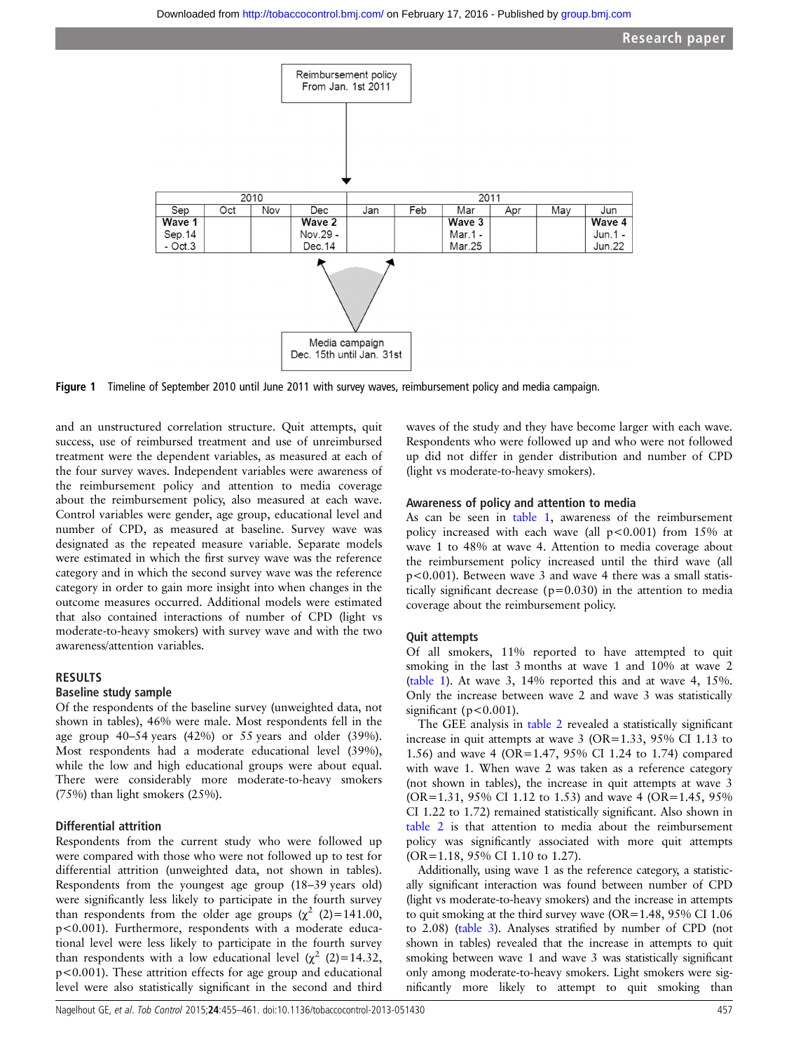Reimbursement policy
From Jan. 1st 2011

| 2010 | | | | 2011 | | | | | |
|---|---|---|---|---|---|---|---|---|---|
| Sep | Oct | Nov | Dec | Jan | Feb | Mar | Apr | May | Jun |
| **Wave 1** Sep.14 - Oct.3 | | | **Wave 2** Nov.29 - Dec.14 | | | **Wave 3** Mar.1 - Mar.25 | | | **Wave 4** Jun.1 - Jun.22 |

Media campaign
Dec. 15th until Jan. 31st

**Figure 1** Timeline of September 2010 until June 2011 with survey waves, reimbursement policy and media campaign.

and an unstructured correlation structure. Quit attempts, quit success, use of reimbursed treatment and use of unreimbursed treatment were the dependent variables, as measured at each of the four survey waves. Independent variables were awareness of the reimbursement policy and attention to media coverage about the reimbursement policy, also measured at each wave. Control variables were gender, age group, educational level and number of CPD, as measured at baseline. Survey wave was designated as the repeated measure variable. Separate models were estimated in which the first survey wave was the reference category and in which the second survey wave was the reference category in order to gain more insight into when changes in the outcome measures occurred. Additional models were estimated that also contained interactions of number of CPD (light vs moderate-to-heavy smokers) with survey wave and with the two awareness/attention variables.

## RESULTS

### Baseline study sample

Of the respondents of the baseline survey (unweighted data, not shown in tables), 46% were male. Most respondents fell in the age group 40–54 years (42%) or 55 years and older (39%). Most respondents had a moderate educational level (39%), while the low and high educational groups were about equal. There were considerably more moderate-to-heavy smokers (75%) than light smokers (25%).

### Differential attrition

Respondents from the current study who were followed up were compared with those who were not followed up to test for differential attrition (unweighted data, not shown in tables). Respondents from the youngest age group (18–39 years old) were significantly less likely to participate in the fourth survey than respondents from the older age groups ($\chi^2$ (2)=141.00, p<0.001). Furthermore, respondents with a moderate educational level were less likely to participate in the fourth survey than respondents with a low educational level ($\chi^2$ (2)=14.32, p<0.001). These attrition effects for age group and educational level were also statistically significant in the second and third waves of the study and they have become larger with each wave. Respondents who were followed up and who were not followed up did not differ in gender distribution and number of CPD (light vs moderate-to-heavy smokers).

### Awareness of policy and attention to media

As can be seen in table 1, awareness of the reimbursement policy increased with each wave (all p<0.001) from 15% at wave 1 to 48% at wave 4. Attention to media coverage about the reimbursement policy increased until the third wave (all p<0.001). Between wave 3 and wave 4 there was a small statistically significant decrease (p=0.030) in the attention to media coverage about the reimbursement policy.

### Quit attempts

Of all smokers, 11% reported to have attempted to quit smoking in the last 3 months at wave 1 and 10% at wave 2 (table 1). At wave 3, 14% reported this and at wave 4, 15%. Only the increase between wave 2 and wave 3 was statistically significant (p<0.001).

The GEE analysis in table 2 revealed a statistically significant increase in quit attempts at wave 3 (OR=1.33, 95% CI 1.13 to 1.56) and wave 4 (OR=1.47, 95% CI 1.24 to 1.74) compared with wave 1. When wave 2 was taken as a reference category (not shown in tables), the increase in quit attempts at wave 3 (OR=1.31, 95% CI 1.12 to 1.53) and wave 4 (OR=1.45, 95% CI 1.22 to 1.72) remained statistically significant. Also shown in table 2 is that attention to media about the reimbursement policy was significantly associated with more quit attempts (OR=1.18, 95% CI 1.10 to 1.27).

Additionally, using wave 1 as the reference category, a statistically significant interaction was found between number of CPD (light vs moderate-to-heavy smokers) and the increase in attempts to quit smoking at the third survey wave (OR=1.48, 95% CI 1.06 to 2.08) (table 3). Analyses stratified by number of CPD (not shown in tables) revealed that the increase in attempts to quit smoking between wave 1 and wave 3 was statistically significant only among moderate-to-heavy smokers. Light smokers were significantly more likely to attempt to quit smoking than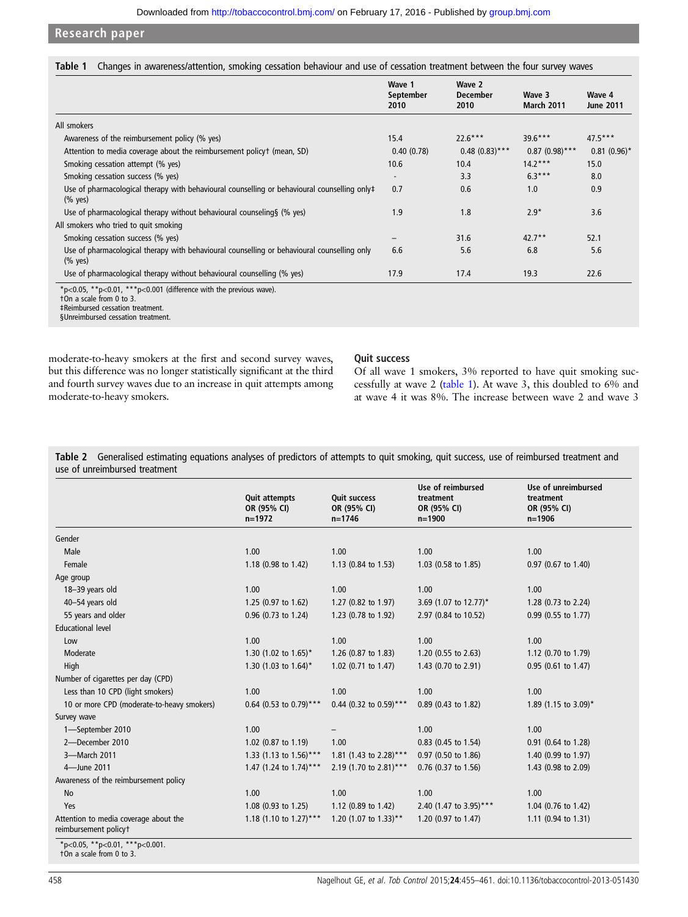**Table 1** Changes in awareness/attention, smoking cessation behaviour and use of cessation treatment between the four survey waves

| | Wave 1 September 2010 | Wave 2 December 2010 | Wave 3 March 2011 | Wave 4 June 2011 |
|---|---|---|---|---|
| All smokers | | | | |
| Awareness of the reimbursement policy (% yes) | 15.4 | 22.6*** | 39.6*** | 47.5*** |
| Attention to media coverage about the reimbursement policy† (mean, SD) | 0.40 (0.78) | 0.48 (0.83)*** | 0.87 (0.98)*** | 0.81 (0.96)* |
| Smoking cessation attempt (% yes) | 10.6 | 10.4 | 14.2*** | 15.0 |
| Smoking cessation success (% yes) | - | 3.3 | 6.3*** | 8.0 |
| Use of pharmacological therapy with behavioural counselling or behavioural counselling only‡ (% yes) | 0.7 | 0.6 | 1.0 | 0.9 |
| Use of pharmacological therapy without behavioural counseling§ (% yes) | 1.9 | 1.8 | 2.9* | 3.6 |
| All smokers who tried to quit smoking | | | | |
| Smoking cessation success (% yes) | – | 31.6 | 42.7** | 52.1 |
| Use of pharmacological therapy with behavioural counselling or behavioural counselling only (% yes) | 6.6 | 5.6 | 6.8 | 5.6 |
| Use of pharmacological therapy without behavioural counselling (% yes) | 17.9 | 17.4 | 19.3 | 22.6 |

*p<0.05, **p<0.01, ***p<0.001 (difference with the previous wave).
†On a scale from 0 to 3.
‡Reimbursed cessation treatment.
§Unreimbursed cessation treatment.

moderate-to-heavy smokers at the first and second survey waves, but this difference was no longer statistically significant at the third and fourth survey waves due to an increase in quit attempts among moderate-to-heavy smokers.

### Quit success

Of all wave 1 smokers, 3% reported to have quit smoking successfully at wave 2 (table 1). At wave 3, this doubled to 6% and at wave 4 it was 8%. The increase between wave 2 and wave 3

**Table 2** Generalised estimating equations analyses of predictors of attempts to quit smoking, quit success, use of reimbursed treatment and use of unreimbursed treatment

| | Quit attempts OR (95% CI) n=1972 | Quit success OR (95% CI) n=1746 | Use of reimbursed treatment OR (95% CI) n=1900 | Use of unreimbursed treatment OR (95% CI) n=1906 |
|---|---|---|---|---|
| Gender | | | | |
| Male | 1.00 | 1.00 | 1.00 | 1.00 |
| Female | 1.18 (0.98 to 1.42) | 1.13 (0.84 to 1.53) | 1.03 (0.58 to 1.85) | 0.97 (0.67 to 1.40) |
| Age group | | | | |
| 18–39 years old | 1.00 | 1.00 | 1.00 | 1.00 |
| 40–54 years old | 1.25 (0.97 to 1.62) | 1.27 (0.82 to 1.97) | 3.69 (1.07 to 12.77)* | 1.28 (0.73 to 2.24) |
| 55 years and older | 0.96 (0.73 to 1.24) | 1.23 (0.78 to 1.92) | 2.97 (0.84 to 10.52) | 0.99 (0.55 to 1.77) |
| Educational level | | | | |
| Low | 1.00 | 1.00 | 1.00 | 1.00 |
| Moderate | 1.30 (1.02 to 1.65)* | 1.26 (0.87 to 1.83) | 1.20 (0.55 to 2.63) | 1.12 (0.70 to 1.79) |
| High | 1.30 (1.03 to 1.64)* | 1.02 (0.71 to 1.47) | 1.43 (0.70 to 2.91) | 0.95 (0.61 to 1.47) |
| Number of cigarettes per day (CPD) | | | | |
| Less than 10 CPD (light smokers) | 1.00 | 1.00 | 1.00 | 1.00 |
| 10 or more CPD (moderate-to-heavy smokers) | 0.64 (0.53 to 0.79)*** | 0.44 (0.32 to 0.59)*** | 0.89 (0.43 to 1.82) | 1.89 (1.15 to 3.09)* |
| Survey wave | | | | |
| 1—September 2010 | 1.00 | – | 1.00 | 1.00 |
| 2—December 2010 | 1.02 (0.87 to 1.19) | 1.00 | 0.83 (0.45 to 1.54) | 0.91 (0.64 to 1.28) |
| 3—March 2011 | 1.33 (1.13 to 1.56)*** | 1.81 (1.43 to 2.28)*** | 0.97 (0.50 to 1.86) | 1.40 (0.99 to 1.97) |
| 4—June 2011 | 1.47 (1.24 to 1.74)*** | 2.19 (1.70 to 2.81)*** | 0.76 (0.37 to 1.56) | 1.43 (0.98 to 2.09) |
| Awareness of the reimbursement policy | | | | |
| No | 1.00 | 1.00 | 1.00 | 1.00 |
| Yes | 1.08 (0.93 to 1.25) | 1.12 (0.89 to 1.42) | 2.40 (1.47 to 3.95)*** | 1.04 (0.76 to 1.42) |
| Attention to media coverage about the reimbursement policy† | 1.18 (1.10 to 1.27)*** | 1.20 (1.07 to 1.33)** | 1.20 (0.97 to 1.47) | 1.11 (0.94 to 1.31) |

*p<0.05, **p<0.01, ***p<0.001.
†On a scale from 0 to 3.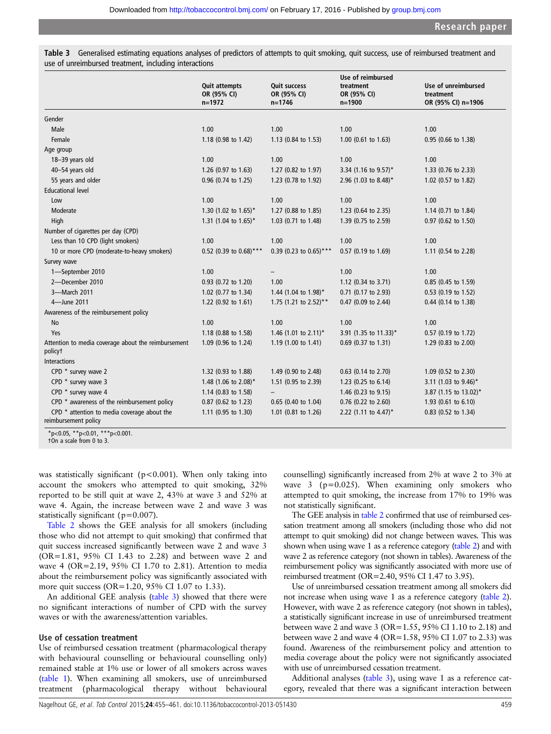**Table 3** Generalised estimating equations analyses of predictors of attempts to quit smoking, quit success, use of reimbursed treatment and use of unreimbursed treatment, including interactions

| | Quit attempts OR (95% CI) n=1972 | Quit success OR (95% CI) n=1746 | Use of reimbursed treatment OR (95% CI) n=1900 | Use of unreimbursed treatment OR (95% CI) n=1906 |
|---|---|---|---|---|
| Gender | | | | |
| Male | 1.00 | 1.00 | 1.00 | 1.00 |
| Female | 1.18 (0.98 to 1.42) | 1.13 (0.84 to 1.53) | 1.00 (0.61 to 1.63) | 0.95 (0.66 to 1.38) |
| Age group | | | | |
| 18–39 years old | 1.00 | 1.00 | 1.00 | 1.00 |
| 40–54 years old | 1.26 (0.97 to 1.63) | 1.27 (0.82 to 1.97) | 3.34 (1.16 to 9.57)* | 1.33 (0.76 to 2.33) |
| 55 years and older | 0.96 (0.74 to 1.25) | 1.23 (0.78 to 1.92) | 2.96 (1.03 to 8.48)* | 1.02 (0.57 to 1.82) |
| Educational level | | | | |
| Low | 1.00 | 1.00 | 1.00 | 1.00 |
| Moderate | 1.30 (1.02 to 1.65)* | 1.27 (0.88 to 1.85) | 1.23 (0.64 to 2.35) | 1.14 (0.71 to 1.84) |
| High | 1.31 (1.04 to 1.65)* | 1.03 (0.71 to 1.48) | 1.39 (0.75 to 2.59) | 0.97 (0.62 to 1.50) |
| Number of cigarettes per day (CPD) | | | | |
| Less than 10 CPD (light smokers) | 1.00 | 1.00 | 1.00 | 1.00 |
| 10 or more CPD (moderate-to-heavy smokers) | 0.52 (0.39 to 0.68)*** | 0.39 (0.23 to 0.65)*** | 0.57 (0.19 to 1.69) | 1.11 (0.54 to 2.28) |
| Survey wave | | | | |
| 1—September 2010 | 1.00 | – | 1.00 | 1.00 |
| 2—December 2010 | 0.93 (0.72 to 1.20) | 1.00 | 1.12 (0.34 to 3.71) | 0.85 (0.45 to 1.59) |
| 3—March 2011 | 1.02 (0.77 to 1.34) | 1.44 (1.04 to 1.98)* | 0.71 (0.17 to 2.93) | 0.53 (0.19 to 1.52) |
| 4—June 2011 | 1.22 (0.92 to 1.61) | 1.75 (1.21 to 2.52)** | 0.47 (0.09 to 2.44) | 0.44 (0.14 to 1.38) |
| Awareness of the reimbursement policy | | | | |
| No | 1.00 | 1.00 | 1.00 | 1.00 |
| Yes | 1.18 (0.88 to 1.58) | 1.46 (1.01 to 2.11)* | 3.91 (1.35 to 11.33)* | 0.57 (0.19 to 1.72) |
| Attention to media coverage about the reimbursement policy† | 1.09 (0.96 to 1.24) | 1.19 (1.00 to 1.41) | 0.69 (0.37 to 1.31) | 1.29 (0.83 to 2.00) |
| Interactions | | | | |
| CPD * survey wave 2 | 1.32 (0.93 to 1.88) | 1.49 (0.90 to 2.48) | 0.63 (0.14 to 2.70) | 1.09 (0.52 to 2.30) |
| CPD * survey wave 3 | 1.48 (1.06 to 2.08)* | 1.51 (0.95 to 2.39) | 1.23 (0.25 to 6.14) | 3.11 (1.03 to 9.46)* |
| CPD * survey wave 4 | 1.14 (0.83 to 1.58) | – | 1.46 (0.23 to 9.15) | 3.87 (1.15 to 13.02)* |
| CPD * awareness of the reimbursement policy | 0.87 (0.62 to 1.23) | 0.65 (0.40 to 1.04) | 0.76 (0.22 to 2.60) | 1.93 (0.61 to 6.10) |
| CPD * attention to media coverage about the reimbursement policy | 1.11 (0.95 to 1.30) | 1.01 (0.81 to 1.26) | 2.22 (1.11 to 4.47)* | 0.83 (0.52 to 1.34) |

*p<0.05, **p<0.01, ***p<0.001.
†On a scale from 0 to 3.

was statistically significant (p<0.001). When only taking into account the smokers who attempted to quit smoking, 32% reported to be still quit at wave 2, 43% at wave 3 and 52% at wave 4. Again, the increase between wave 2 and wave 3 was statistically significant (p=0.007).

Table 2 shows the GEE analysis for all smokers (including those who did not attempt to quit smoking) that confirmed that quit success increased significantly between wave 2 and wave 3 (OR=1.81, 95% CI 1.43 to 2.28) and between wave 2 and wave 4 (OR=2.19, 95% CI 1.70 to 2.81). Attention to media about the reimbursement policy was significantly associated with more quit success (OR=1.20, 95% CI 1.07 to 1.33).

An additional GEE analysis (table 3) showed that there were no significant interactions of number of CPD with the survey waves or with the awareness/attention variables.

### Use of cessation treatment

Use of reimbursed cessation treatment (pharmacological therapy with behavioural counselling or behavioural counselling only) remained stable at 1% use or lower of all smokers across waves (table 1). When examining all smokers, use of unreimbursed treatment (pharmacological therapy without behavioural counselling) significantly increased from 2% at wave 2 to 3% at wave 3 (p=0.025). When examining only smokers who attempted to quit smoking, the increase from 17% to 19% was not statistically significant.

The GEE analysis in table 2 confirmed that use of reimbursed cessation treatment among all smokers (including those who did not attempt to quit smoking) did not change between waves. This was shown when using wave 1 as a reference category (table 2) and with wave 2 as reference category (not shown in tables). Awareness of the reimbursement policy was significantly associated with more use of reimbursed treatment (OR=2.40, 95% CI 1.47 to 3.95).

Use of unreimbursed cessation treatment among all smokers did not increase when using wave 1 as a reference category (table 2). However, with wave 2 as reference category (not shown in tables), a statistically significant increase in use of unreimbursed treatment between wave 2 and wave 3 (OR=1.55, 95% CI 1.10 to 2.18) and between wave 2 and wave 4 (OR=1.58, 95% CI 1.07 to 2.33) was found. Awareness of the reimbursement policy and attention to media coverage about the policy were not significantly associated with use of unreimbursed cessation treatment.

Additional analyses (table 3), using wave 1 as a reference category, revealed that there was a significant interaction between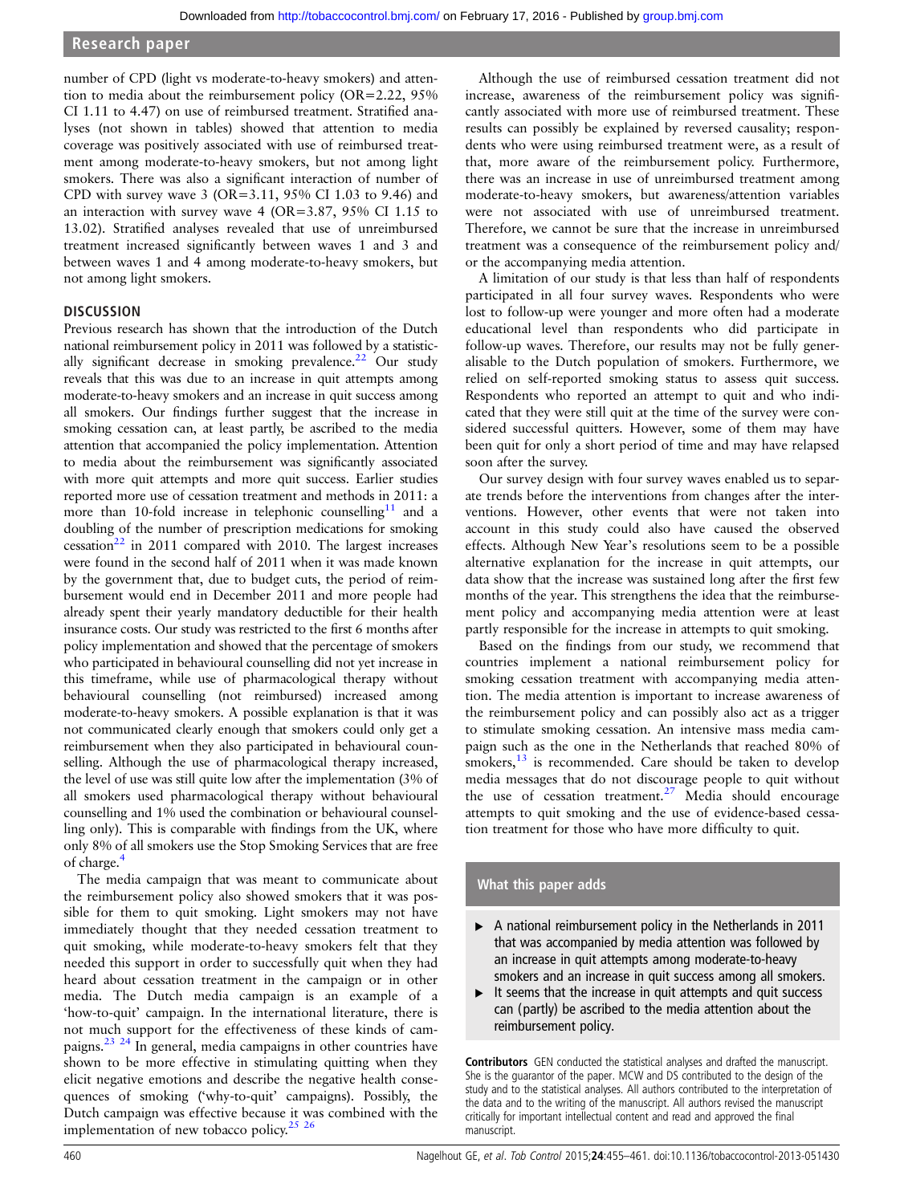number of CPD (light vs moderate-to-heavy smokers) and attention to media about the reimbursement policy (OR=2.22, 95% CI 1.11 to 4.47) on use of reimbursed treatment. Stratified analyses (not shown in tables) showed that attention to media coverage was positively associated with use of reimbursed treatment among moderate-to-heavy smokers, but not among light smokers. There was also a significant interaction of number of CPD with survey wave 3 (OR=3.11, 95% CI 1.03 to 9.46) and an interaction with survey wave 4 (OR=3.87, 95% CI 1.15 to 13.02). Stratified analyses revealed that use of unreimbursed treatment increased significantly between waves 1 and 3 and between waves 1 and 4 among moderate-to-heavy smokers, but not among light smokers.

## DISCUSSION

Previous research has shown that the introduction of the Dutch national reimbursement policy in 2011 was followed by a statistically significant decrease in smoking prevalence.[22] Our study reveals that this was due to an increase in quit attempts among moderate-to-heavy smokers and an increase in quit success among all smokers. Our findings further suggest that the increase in smoking cessation can, at least partly, be ascribed to the media attention that accompanied the policy implementation. Attention to media about the reimbursement was significantly associated with more quit attempts and more quit success. Earlier studies reported more use of cessation treatment and methods in 2011: a more than 10-fold increase in telephonic counselling[11] and a doubling of the number of prescription medications for smoking cessation[22] in 2011 compared with 2010. The largest increases were found in the second half of 2011 when it was made known by the government that, due to budget cuts, the period of reimbursement would end in December 2011 and more people had already spent their yearly mandatory deductible for their health insurance costs. Our study was restricted to the first 6 months after policy implementation and showed that the percentage of smokers who participated in behavioural counselling did not yet increase in this timeframe, while use of pharmacological therapy without behavioural counselling (not reimbursed) increased among moderate-to-heavy smokers. A possible explanation is that it was not communicated clearly enough that smokers could only get a reimbursement when they also participated in behavioural counselling. Although the use of pharmacological therapy increased, the level of use was still quite low after the implementation (3% of all smokers used pharmacological therapy without behavioural counselling and 1% used the combination or behavioural counselling only). This is comparable with findings from the UK, where only 8% of all smokers use the Stop Smoking Services that are free of charge.[4]

The media campaign that was meant to communicate about the reimbursement policy also showed smokers that it was possible for them to quit smoking. Light smokers may not have immediately thought that they needed cessation treatment to quit smoking, while moderate-to-heavy smokers felt that they needed this support in order to successfully quit when they had heard about cessation treatment in the campaign or in other media. The Dutch media campaign is an example of a 'how-to-quit' campaign. In the international literature, there is not much support for the effectiveness of these kinds of campaigns.[23 24] In general, media campaigns in other countries have shown to be more effective in stimulating quitting when they elicit negative emotions and describe the negative health consequences of smoking ('why-to-quit' campaigns). Possibly, the Dutch campaign was effective because it was combined with the implementation of new tobacco policy.[25 26]

Although the use of reimbursed cessation treatment did not increase, awareness of the reimbursement policy was significantly associated with more use of reimbursed treatment. These results can possibly be explained by reversed causality; respondents who were using reimbursed treatment were, as a result of that, more aware of the reimbursement policy. Furthermore, there was an increase in use of unreimbursed treatment among moderate-to-heavy smokers, but awareness/attention variables were not associated with use of unreimbursed treatment. Therefore, we cannot be sure that the increase in unreimbursed treatment was a consequence of the reimbursement policy and/or the accompanying media attention.

A limitation of our study is that less than half of respondents participated in all four survey waves. Respondents who were lost to follow-up were younger and more often had a moderate educational level than respondents who did participate in follow-up waves. Therefore, our results may not be fully generalisable to the Dutch population of smokers. Furthermore, we relied on self-reported smoking status to assess quit success. Respondents who reported an attempt to quit and who indicated that they were still quit at the time of the survey were considered successful quitters. However, some of them may have been quit for only a short period of time and may have relapsed soon after the survey.

Our survey design with four survey waves enabled us to separate trends before the interventions from changes after the interventions. However, other events that were not taken into account in this study could also have caused the observed effects. Although New Year's resolutions seem to be a possible alternative explanation for the increase in quit attempts, our data show that the increase was sustained long after the first few months of the year. This strengthens the idea that the reimbursement policy and accompanying media attention were at least partly responsible for the increase in attempts to quit smoking.

Based on the findings from our study, we recommend that countries implement a national reimbursement policy for smoking cessation treatment with accompanying media attention. The media attention is important to increase awareness of the reimbursement policy and can possibly also act as a trigger to stimulate smoking cessation. An intensive mass media campaign such as the one in the Netherlands that reached 80% of smokers,[13] is recommended. Care should be taken to develop media messages that do not discourage people to quit without the use of cessation treatment.[27] Media should encourage attempts to quit smoking and the use of evidence-based cessation treatment for those who have more difficulty to quit.

### What this paper adds

- A national reimbursement policy in the Netherlands in 2011 that was accompanied by media attention was followed by an increase in quit attempts among moderate-to-heavy smokers and an increase in quit success among all smokers.
- It seems that the increase in quit attempts and quit success can (partly) be ascribed to the media attention about the reimbursement policy.

**Contributors** GEN conducted the statistical analyses and drafted the manuscript. She is the guarantor of the paper. MCW and DS contributed to the design of the study and to the statistical analyses. All authors contributed to the interpretation of the data and to the writing of the manuscript. All authors revised the manuscript critically for important intellectual content and read and approved the final manuscript.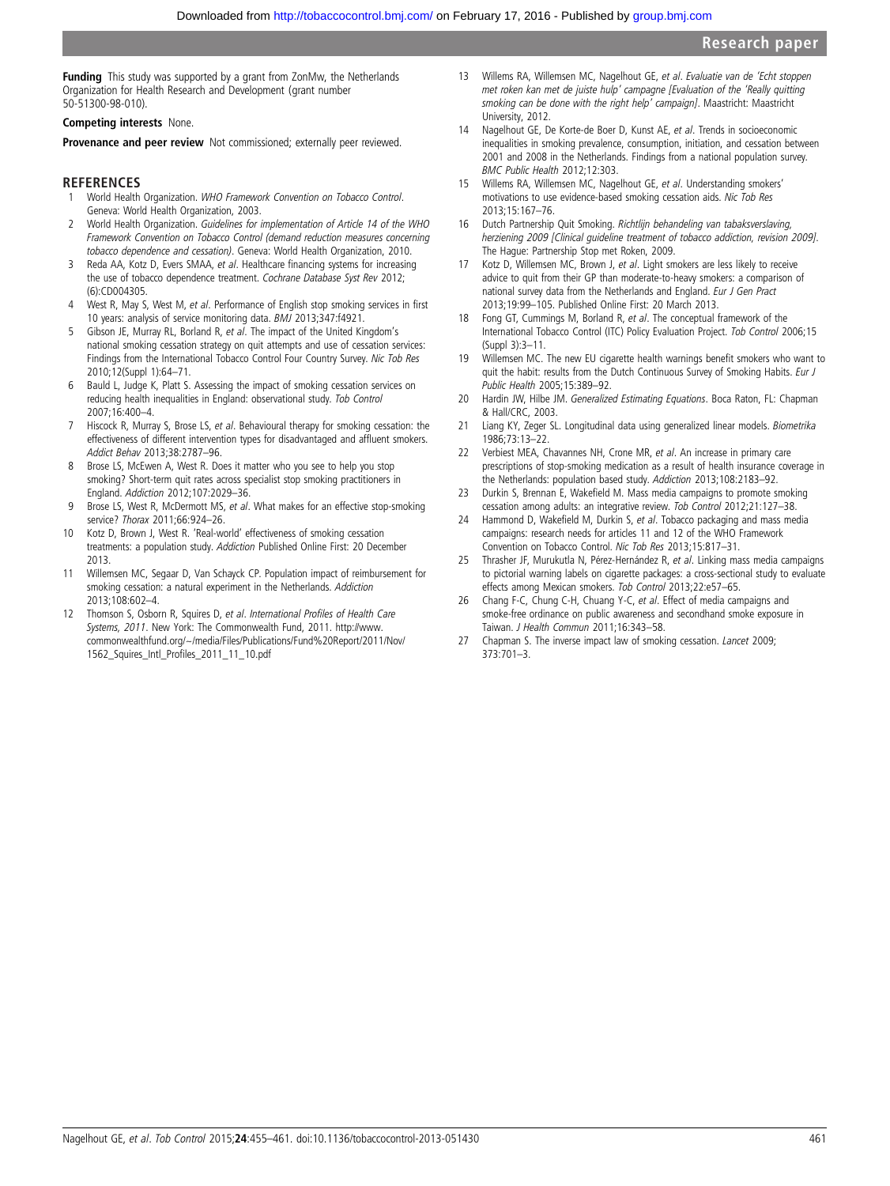**Funding** This study was supported by a grant from ZonMw, the Netherlands Organization for Health Research and Development (grant number 50-51300-98-010).

**Competing interests** None.

**Provenance and peer review** Not commissioned; externally peer reviewed.

## REFERENCES

1. World Health Organization. *WHO Framework Convention on Tobacco Control*. Geneva: World Health Organization, 2003.
2. World Health Organization. *Guidelines for implementation of Article 14 of the WHO Framework Convention on Tobacco Control (demand reduction measures concerning tobacco dependence and cessation)*. Geneva: World Health Organization, 2010.
3. Reda AA, Kotz D, Evers SMAA, *et al*. Healthcare financing systems for increasing the use of tobacco dependence treatment. *Cochrane Database Syst Rev* 2012;(6):CD004305.
4. West R, May S, West M, *et al*. Performance of English stop smoking services in first 10 years: analysis of service monitoring data. *BMJ* 2013;347:f4921.
5. Gibson JE, Murray RL, Borland R, *et al*. The impact of the United Kingdom's national smoking cessation strategy on quit attempts and use of cessation services: Findings from the International Tobacco Control Four Country Survey. *Nic Tob Res* 2010;12(Suppl 1):64–71.
6. Bauld L, Judge K, Platt S. Assessing the impact of smoking cessation services on reducing health inequalities in England: observational study. *Tob Control* 2007;16:400–4.
7. Hiscock R, Murray S, Brose LS, *et al*. Behavioural therapy for smoking cessation: the effectiveness of different intervention types for disadvantaged and affluent smokers. *Addict Behav* 2013;38:2787–96.
8. Brose LS, McEwen A, West R. Does it matter who you see to help you stop smoking? Short-term quit rates across specialist stop smoking practitioners in England. *Addiction* 2012;107:2029–36.
9. Brose LS, West R, McDermott MS, *et al*. What makes for an effective stop-smoking service? *Thorax* 2011;66:924–26.
10. Kotz D, Brown J, West R. 'Real-world' effectiveness of smoking cessation treatments: a population study. *Addiction* Published Online First: 20 December 2013.
11. Willemsen MC, Segaar D, Van Schayck CP. Population impact of reimbursement for smoking cessation: a natural experiment in the Netherlands. *Addiction* 2013;108:602–4.
12. Thomson S, Osborn R, Squires D, *et al*. *International Profiles of Health Care Systems, 2011*. New York: The Commonwealth Fund, 2011. http://www.commonwealthfund.org/~/media/Files/Publications/Fund%20Report/2011/Nov/1562_Squires_Intl_Profiles_2011_11_10.pdf
13. Willems RA, Willemsen MC, Nagelhout GE, *et al*. *Evaluatie van de 'Echt stoppen met roken kan met de juiste hulp' campagne [Evaluation of the 'Really quitting smoking can be done with the right help' campaign]*. Maastricht: Maastricht University, 2012.
14. Nagelhout GE, De Korte-de Boer D, Kunst AE, *et al*. Trends in socioeconomic inequalities in smoking prevalence, consumption, initiation, and cessation between 2001 and 2008 in the Netherlands. Findings from a national population survey. *BMC Public Health* 2012;12:303.
15. Willems RA, Willemsen MC, Nagelhout GE, *et al*. Understanding smokers' motivations to use evidence-based smoking cessation aids. *Nic Tob Res* 2013;15:167–76.
16. Dutch Partnership Quit Smoking. *Richtlijn behandeling van tabaksverslaving, herziening 2009 [Clinical guideline treatment of tobacco addiction, revision 2009]*. The Hague: Partnership Stop met Roken, 2009.
17. Kotz D, Willemsen MC, Brown J, *et al*. Light smokers are less likely to receive advice to quit from their GP than moderate-to-heavy smokers: a comparison of national survey data from the Netherlands and England. *Eur J Gen Pract* 2013;19:99–105. Published Online First: 20 March 2013.
18. Fong GT, Cummings M, Borland R, *et al*. The conceptual framework of the International Tobacco Control (ITC) Policy Evaluation Project. *Tob Control* 2006;15 (Suppl 3):3–11.
19. Willemsen MC. The new EU cigarette health warnings benefit smokers who want to quit the habit: results from the Dutch Continuous Survey of Smoking Habits. *Eur J Public Health* 2005;15:389–92.
20. Hardin JW, Hilbe JM. *Generalized Estimating Equations*. Boca Raton, FL: Chapman & Hall/CRC, 2003.
21. Liang KY, Zeger SL. Longitudinal data using generalized linear models. *Biometrika* 1986;73:13–22.
22. Verbiest MEA, Chavannes NH, Crone MR, *et al*. An increase in primary care prescriptions of stop-smoking medication as a result of health insurance coverage in the Netherlands: population based study. *Addiction* 2013;108:2183–92.
23. Durkin S, Brennan E, Wakefield M. Mass media campaigns to promote smoking cessation among adults: an integrative review. *Tob Control* 2012;21:127–38.
24. Hammond D, Wakefield M, Durkin S, *et al*. Tobacco packaging and mass media campaigns: research needs for articles 11 and 12 of the WHO Framework Convention on Tobacco Control. *Nic Tob Res* 2013;15:817–31.
25. Thrasher JF, Murukutla N, Pérez-Hernández R, *et al*. Linking mass media campaigns to pictorial warning labels on cigarette packages: a cross-sectional study to evaluate effects among Mexican smokers. *Tob Control* 2013;22:e57–65.
26. Chang F-C, Chung C-H, Chuang Y-C, *et al*. Effect of media campaigns and smoke-free ordinance on public awareness and secondhand smoke exposure in Taiwan. *J Health Commun* 2011;16:343–58.
27. Chapman S. The inverse impact law of smoking cessation. *Lancet* 2009;373:701–3.